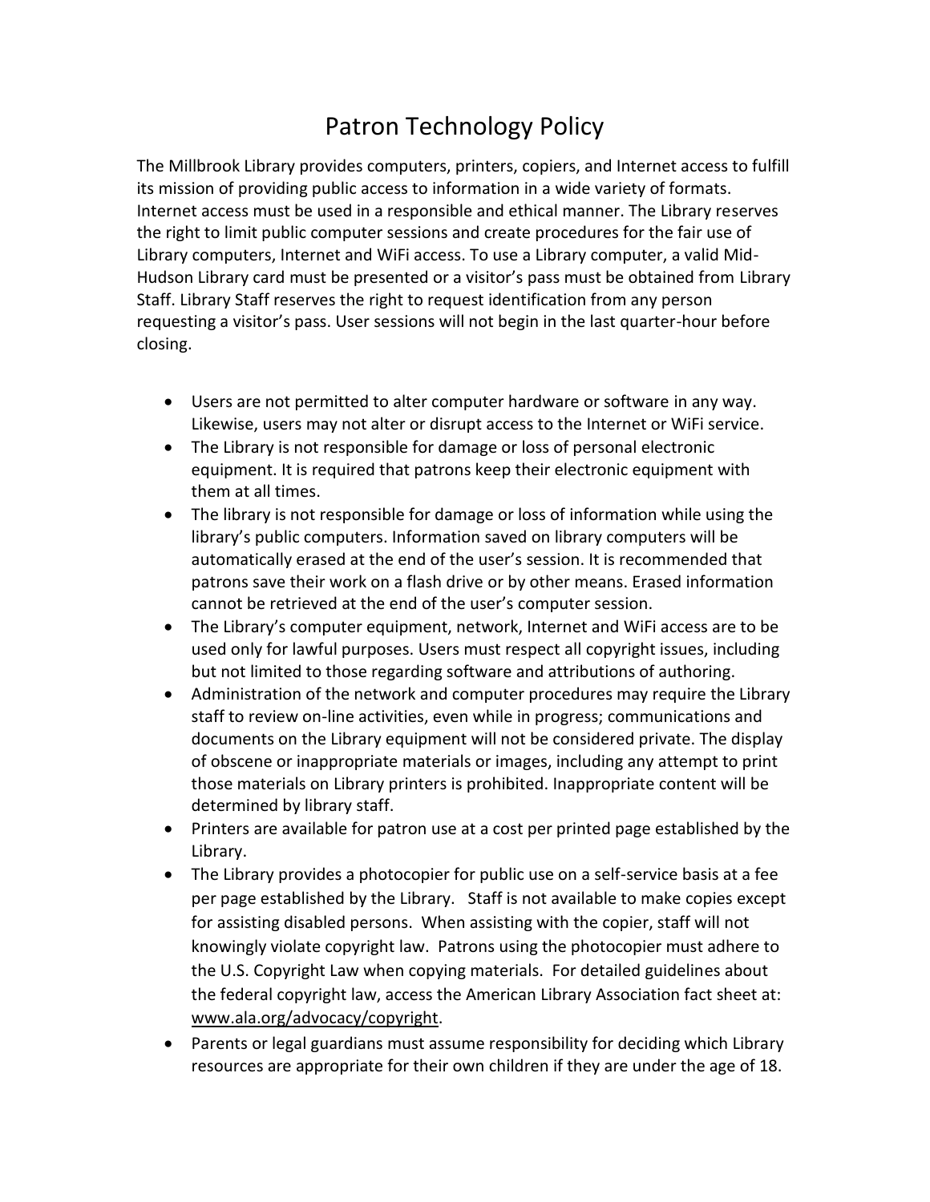# Patron Technology Policy

The Millbrook Library provides computers, printers, copiers, and Internet access to fulfill its mission of providing public access to information in a wide variety of formats. Internet access must be used in a responsible and ethical manner. The Library reserves the right to limit public computer sessions and create procedures for the fair use of Library computers, Internet and WiFi access. To use a Library computer, a valid Mid-Hudson Library card must be presented or a visitor's pass must be obtained from Library Staff. Library Staff reserves the right to request identification from any person requesting a visitor's pass. User sessions will not begin in the last quarter-hour before closing.

- Users are not permitted to alter computer hardware or software in any way. Likewise, users may not alter or disrupt access to the Internet or WiFi service.
- The Library is not responsible for damage or loss of personal electronic equipment. It is required that patrons keep their electronic equipment with them at all times.
- The library is not responsible for damage or loss of information while using the library's public computers. Information saved on library computers will be automatically erased at the end of the user's session. It is recommended that patrons save their work on a flash drive or by other means. Erased information cannot be retrieved at the end of the user's computer session.
- The Library's computer equipment, network, Internet and WiFi access are to be used only for lawful purposes. Users must respect all copyright issues, including but not limited to those regarding software and attributions of authoring.
- Administration of the network and computer procedures may require the Library staff to review on-line activities, even while in progress; communications and documents on the Library equipment will not be considered private. The display of obscene or inappropriate materials or images, including any attempt to print those materials on Library printers is prohibited. Inappropriate content will be determined by library staff.
- Printers are available for patron use at a cost per printed page established by the Library.
- The Library provides a photocopier for public use on a self-service basis at a fee per page established by the Library. Staff is not available to make copies except for assisting disabled persons. When assisting with the copier, staff will not knowingly violate copyright law. Patrons using the photocopier must adhere to the U.S. Copyright Law when copying materials. For detailed guidelines about the federal copyright law, access the American Library Association fact sheet at: www.ala.org/advocacy/copyright.
- Parents or legal guardians must assume responsibility for deciding which Library resources are appropriate for their own children if they are under the age of 18.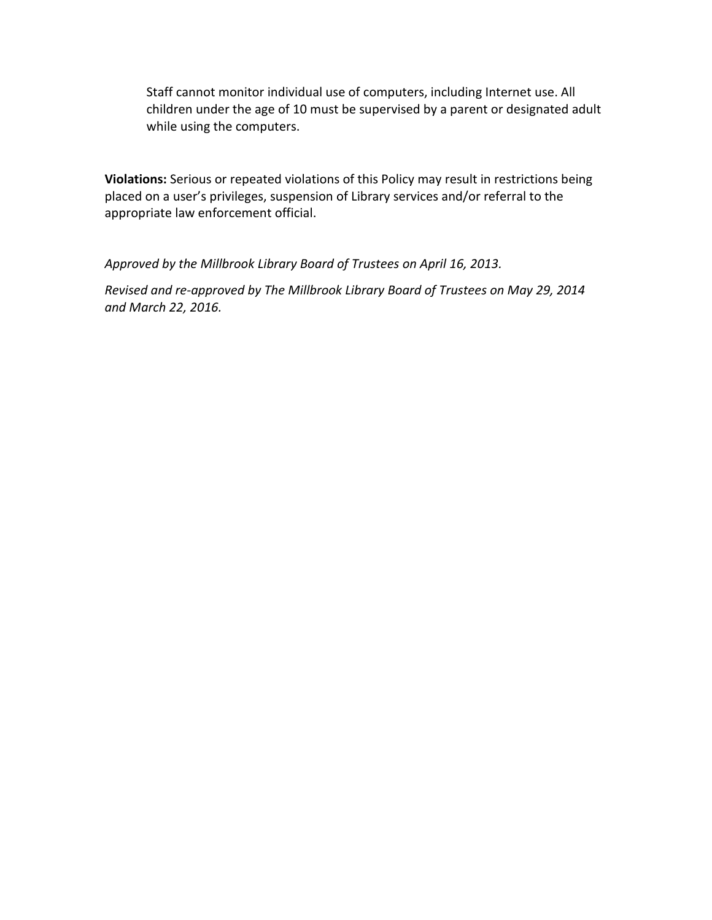Staff cannot monitor individual use of computers, including Internet use. All children under the age of 10 must be supervised by a parent or designated adult while using the computers.

**Violations:** Serious or repeated violations of this Policy may result in restrictions being placed on a user's privileges, suspension of Library services and/or referral to the appropriate law enforcement official.

*Approved by the Millbrook Library Board of Trustees on April 16, 2013.*

*Revised and re-approved by The Millbrook Library Board of Trustees on May 29, 2014 and March 22, 2016.*